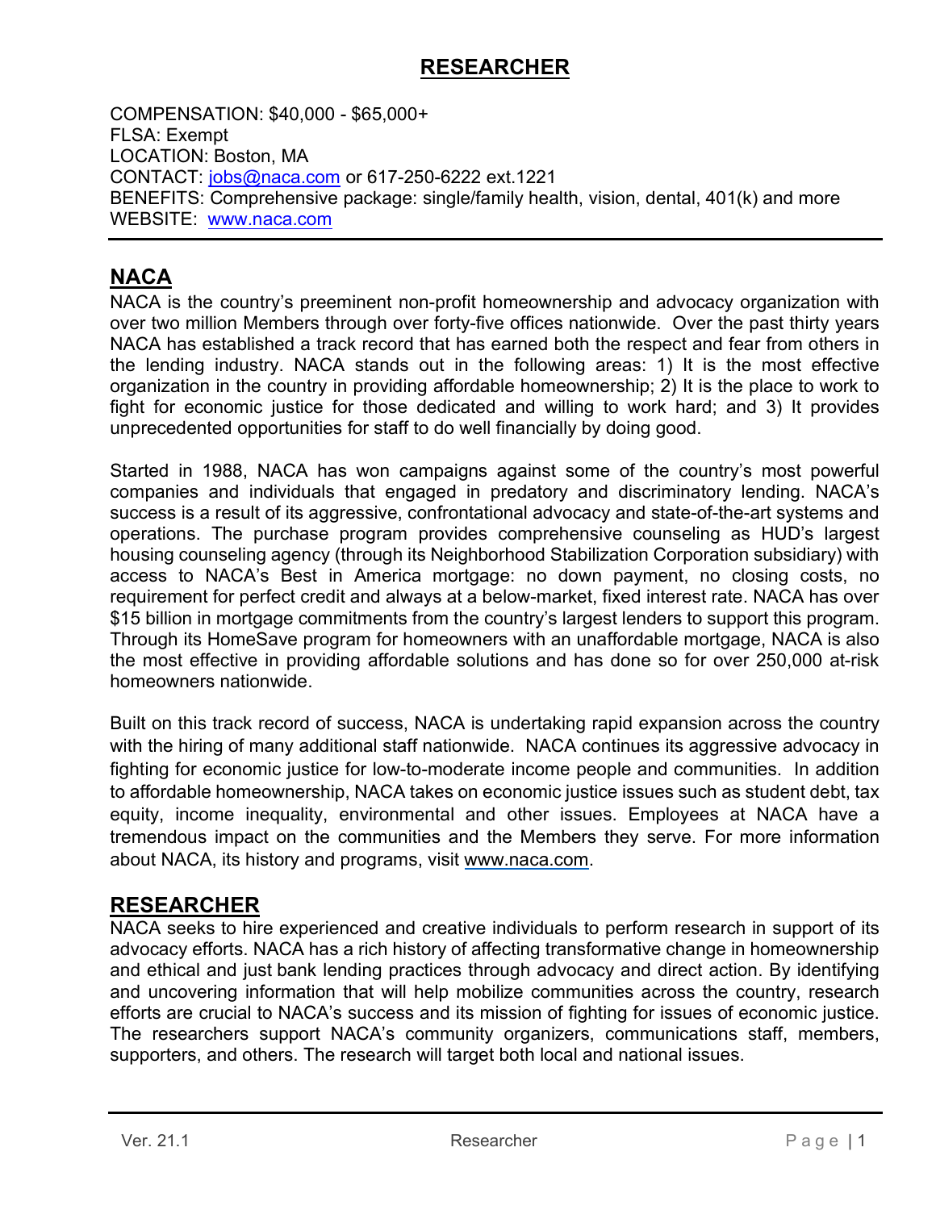# RESEARCHER

COMPENSATION: $40,000 - $65,000+
FLSA: Exempt
LOCATION: Boston, MA
CONTACT: jobs@naca.com or 617-250-6222 ext.1221
BENEFITS: Comprehensive package: single/family health, vision, dental, 401(k) and more
WEBSITE: www.naca.com

---

## NACA

NACA is the country's preeminent non-profit homeownership and advocacy organization with over two million Members through over forty-five offices nationwide. Over the past thirty years NACA has established a track record that has earned both the respect and fear from others in the lending industry. NACA stands out in the following areas: 1) It is the most effective organization in the country in providing affordable homeownership; 2) It is the place to work to fight for economic justice for those dedicated and willing to work hard; and 3) It provides unprecedented opportunities for staff to do well financially by doing good.

Started in 1988, NACA has won campaigns against some of the country's most powerful companies and individuals that engaged in predatory and discriminatory lending. NACA's success is a result of its aggressive, confrontational advocacy and state-of-the-art systems and operations. The purchase program provides comprehensive counseling as HUD's largest housing counseling agency (through its Neighborhood Stabilization Corporation subsidiary) with access to NACA's Best in America mortgage: no down payment, no closing costs, no requirement for perfect credit and always at a below-market, fixed interest rate. NACA has over $15 billion in mortgage commitments from the country's largest lenders to support this program. Through its HomeSave program for homeowners with an unaffordable mortgage, NACA is also the most effective in providing affordable solutions and has done so for over 250,000 at-risk homeowners nationwide.

Built on this track record of success, NACA is undertaking rapid expansion across the country with the hiring of many additional staff nationwide. NACA continues its aggressive advocacy in fighting for economic justice for low-to-moderate income people and communities. In addition to affordable homeownership, NACA takes on economic justice issues such as student debt, tax equity, income inequality, environmental and other issues. Employees at NACA have a tremendous impact on the communities and the Members they serve. For more information about NACA, its history and programs, visit www.naca.com.

## RESEARCHER

NACA seeks to hire experienced and creative individuals to perform research in support of its advocacy efforts. NACA has a rich history of affecting transformative change in homeownership and ethical and just bank lending practices through advocacy and direct action. By identifying and uncovering information that will help mobilize communities across the country, research efforts are crucial to NACA's success and its mission of fighting for issues of economic justice. The researchers support NACA's community organizers, communications staff, members, supporters, and others. The research will target both local and national issues.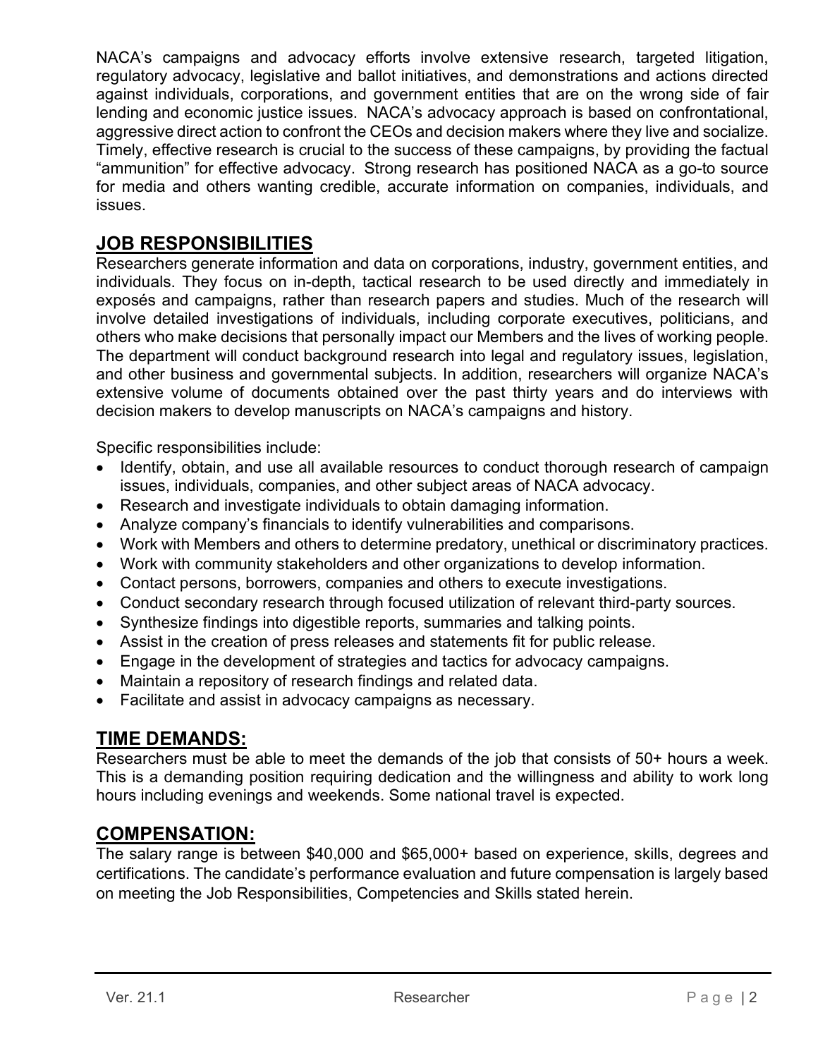NACA's campaigns and advocacy efforts involve extensive research, targeted litigation, regulatory advocacy, legislative and ballot initiatives, and demonstrations and actions directed against individuals, corporations, and government entities that are on the wrong side of fair lending and economic justice issues. NACA's advocacy approach is based on confrontational, aggressive direct action to confront the CEOs and decision makers where they live and socialize. Timely, effective research is crucial to the success of these campaigns, by providing the factual "ammunition" for effective advocacy. Strong research has positioned NACA as a go-to source for media and others wanting credible, accurate information on companies, individuals, and issues.

## JOB RESPONSIBILITIES

Researchers generate information and data on corporations, industry, government entities, and individuals. They focus on in-depth, tactical research to be used directly and immediately in exposés and campaigns, rather than research papers and studies. Much of the research will involve detailed investigations of individuals, including corporate executives, politicians, and others who make decisions that personally impact our Members and the lives of working people. The department will conduct background research into legal and regulatory issues, legislation, and other business and governmental subjects. In addition, researchers will organize NACA's extensive volume of documents obtained over the past thirty years and do interviews with decision makers to develop manuscripts on NACA's campaigns and history.

Specific responsibilities include:

- Identify, obtain, and use all available resources to conduct thorough research of campaign issues, individuals, companies, and other subject areas of NACA advocacy.
- Research and investigate individuals to obtain damaging information.
- Analyze company's financials to identify vulnerabilities and comparisons.
- Work with Members and others to determine predatory, unethical or discriminatory practices.
- Work with community stakeholders and other organizations to develop information.
- Contact persons, borrowers, companies and others to execute investigations.
- Conduct secondary research through focused utilization of relevant third-party sources.
- Synthesize findings into digestible reports, summaries and talking points.
- Assist in the creation of press releases and statements fit for public release.
- Engage in the development of strategies and tactics for advocacy campaigns.
- Maintain a repository of research findings and related data.
- Facilitate and assist in advocacy campaigns as necessary.

## TIME DEMANDS:

Researchers must be able to meet the demands of the job that consists of 50+ hours a week. This is a demanding position requiring dedication and the willingness and ability to work long hours including evenings and weekends. Some national travel is expected.

## COMPENSATION:

The salary range is between $40,000 and $65,000+ based on experience, skills, degrees and certifications. The candidate's performance evaluation and future compensation is largely based on meeting the Job Responsibilities, Competencies and Skills stated herein.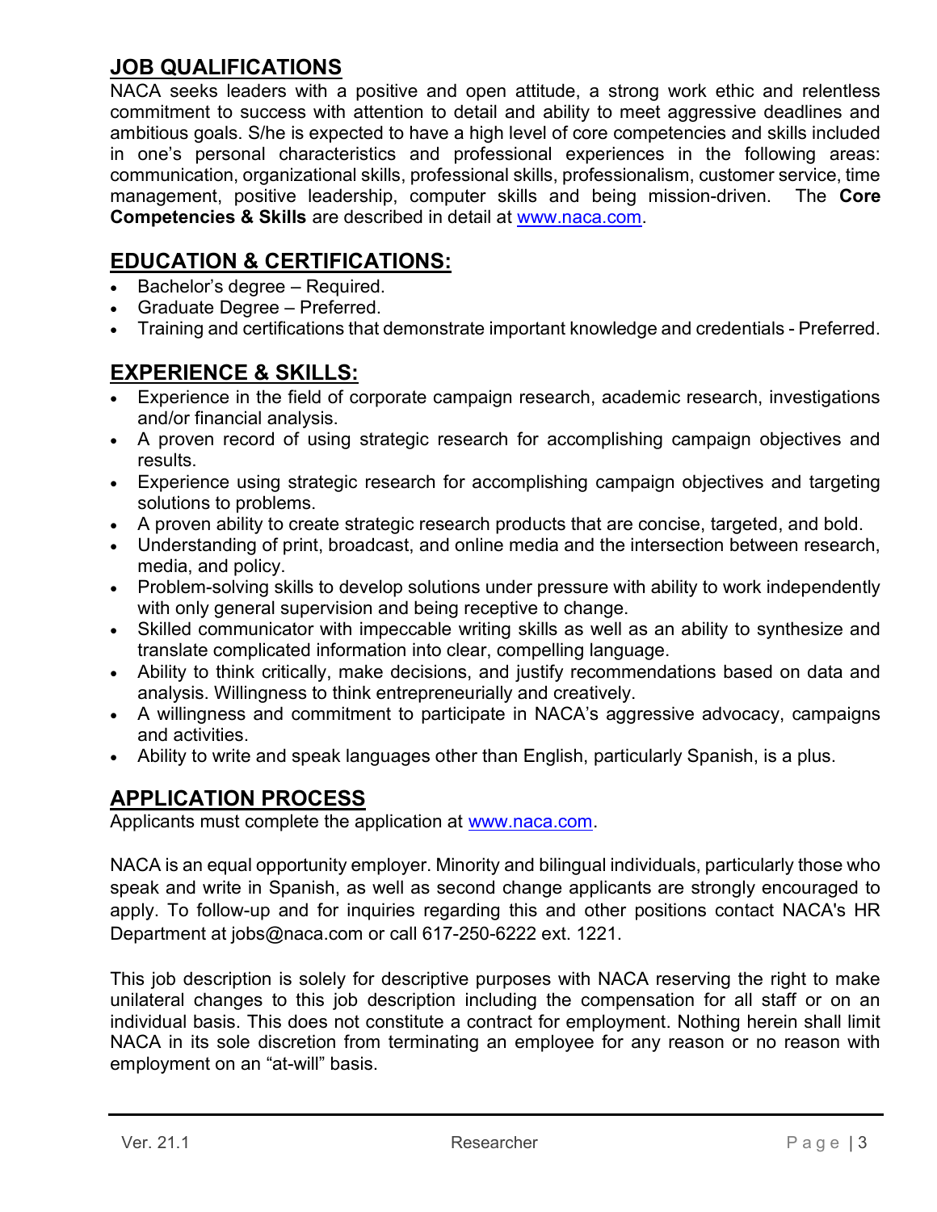## JOB QUALIFICATIONS

NACA seeks leaders with a positive and open attitude, a strong work ethic and relentless commitment to success with attention to detail and ability to meet aggressive deadlines and ambitious goals. S/he is expected to have a high level of core competencies and skills included in one's personal characteristics and professional experiences in the following areas: communication, organizational skills, professional skills, professionalism, customer service, time management, positive leadership, computer skills and being mission-driven. The **Core Competencies & Skills** are described in detail at [www.naca.com](http://www.naca.com).

## EDUCATION & CERTIFICATIONS:

- Bachelor's degree – Required.
- Graduate Degree – Preferred.
- Training and certifications that demonstrate important knowledge and credentials - Preferred.

## EXPERIENCE & SKILLS:

- Experience in the field of corporate campaign research, academic research, investigations and/or financial analysis.
- A proven record of using strategic research for accomplishing campaign objectives and results.
- Experience using strategic research for accomplishing campaign objectives and targeting solutions to problems.
- A proven ability to create strategic research products that are concise, targeted, and bold.
- Understanding of print, broadcast, and online media and the intersection between research, media, and policy.
- Problem-solving skills to develop solutions under pressure with ability to work independently with only general supervision and being receptive to change.
- Skilled communicator with impeccable writing skills as well as an ability to synthesize and translate complicated information into clear, compelling language.
- Ability to think critically, make decisions, and justify recommendations based on data and analysis. Willingness to think entrepreneurially and creatively.
- A willingness and commitment to participate in NACA's aggressive advocacy, campaigns and activities.
- Ability to write and speak languages other than English, particularly Spanish, is a plus.

## APPLICATION PROCESS

Applicants must complete the application at [www.naca.com](http://www.naca.com).

NACA is an equal opportunity employer. Minority and bilingual individuals, particularly those who speak and write in Spanish, as well as second change applicants are strongly encouraged to apply. To follow-up and for inquiries regarding this and other positions contact NACA's HR Department at jobs@naca.com or call 617-250-6222 ext. 1221.

This job description is solely for descriptive purposes with NACA reserving the right to make unilateral changes to this job description including the compensation for all staff or on an individual basis. This does not constitute a contract for employment. Nothing herein shall limit NACA in its sole discretion from terminating an employee for any reason or no reason with employment on an "at-will" basis.